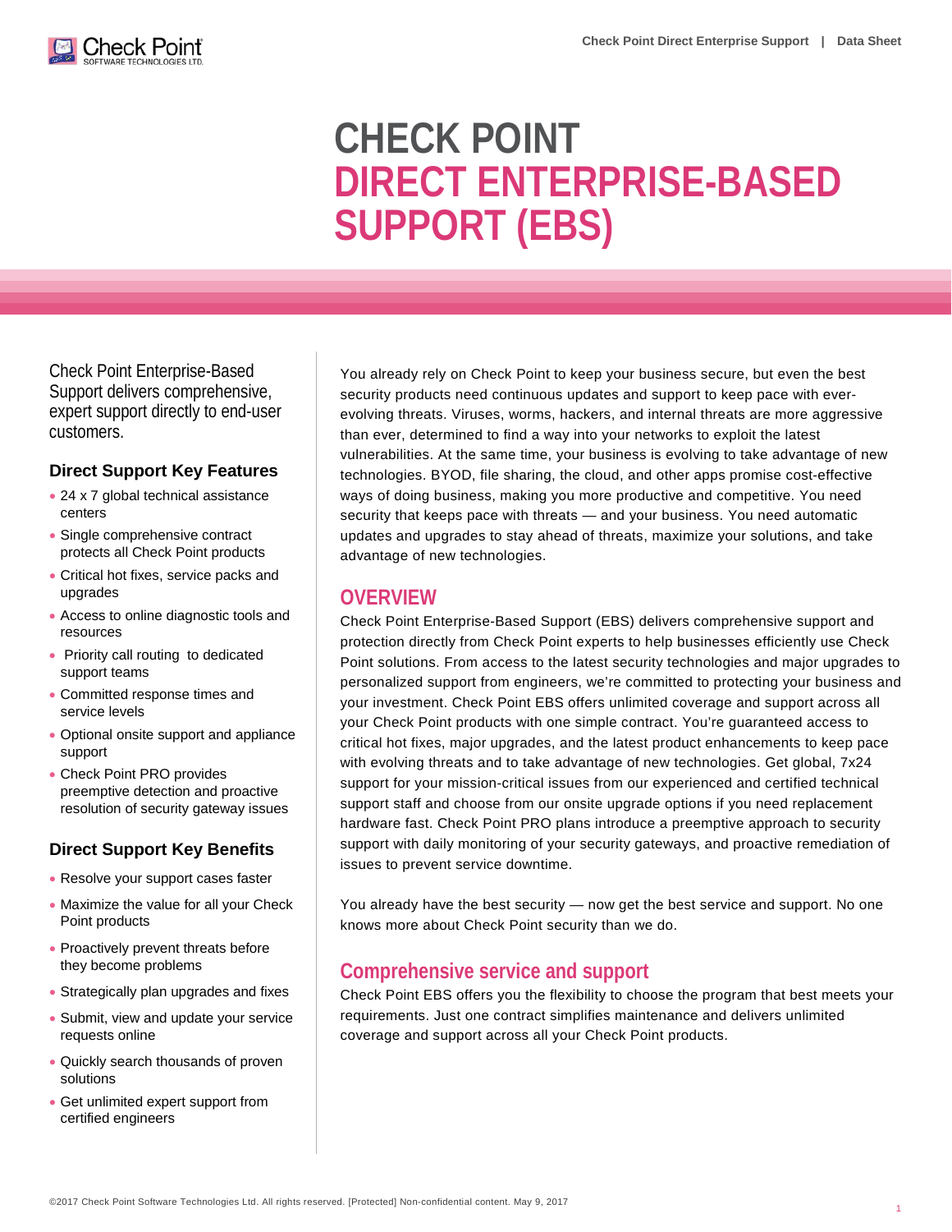# CHECK POINT DIRECT ENTERPRISE-BASED SUPPORT (EBS)

Check Point Enterprise-Based Support delivers comprehensive, expert support directly to end-user customers.

### Direct Support Key Features

- 24 x 7 global technical assistance centers
- Single comprehensive contract protects all Check Point products
- Critical hot fixes, service packs and upgrades
- Access to online diagnostic tools and resources
- Priority call routing to dedicated support teams
- Committed response times and service levels
- Optional onsite support and appliance support
- Check Point PRO provides preemptive detection and proactive resolution of security gateway issues

### Direct Support Key Benefits

- Resolve your support cases faster
- Maximize the value for all your Check Point products
- Proactively prevent threats before they become problems
- Strategically plan upgrades and fixes
- Submit, view and update your service requests online
- Quickly search thousands of proven solutions
- Get unlimited expert support from certified engineers

You already rely on Check Point to keep your business secure, but even the best security products need continuous updates and support to keep pace with ever-evolving threats. Viruses, worms, hackers, and internal threats are more aggressive than ever, determined to find a way into your networks to exploit the latest vulnerabilities. At the same time, your business is evolving to take advantage of new technologies. BYOD, file sharing, the cloud, and other apps promise cost-effective ways of doing business, making you more productive and competitive. You need security that keeps pace with threats — and your business. You need automatic updates and upgrades to stay ahead of threats, maximize your solutions, and take advantage of new technologies.

## OVERVIEW

Check Point Enterprise-Based Support (EBS) delivers comprehensive support and protection directly from Check Point experts to help businesses efficiently use Check Point solutions. From access to the latest security technologies and major upgrades to personalized support from engineers, we're committed to protecting your business and your investment. Check Point EBS offers unlimited coverage and support across all your Check Point products with one simple contract. You're guaranteed access to critical hot fixes, major upgrades, and the latest product enhancements to keep pace with evolving threats and to take advantage of new technologies. Get global, 7x24 support for your mission-critical issues from our experienced and certified technical support staff and choose from our onsite upgrade options if you need replacement hardware fast. Check Point PRO plans introduce a preemptive approach to security support with daily monitoring of your security gateways, and proactive remediation of issues to prevent service downtime.

You already have the best security — now get the best service and support. No one knows more about Check Point security than we do.

## Comprehensive service and support

Check Point EBS offers you the flexibility to choose the program that best meets your requirements. Just one contract simplifies maintenance and delivers unlimited coverage and support across all your Check Point products.

©2017 Check Point Software Technologies Ltd. All rights reserved. [Protected] Non-confidential content. May 9, 2017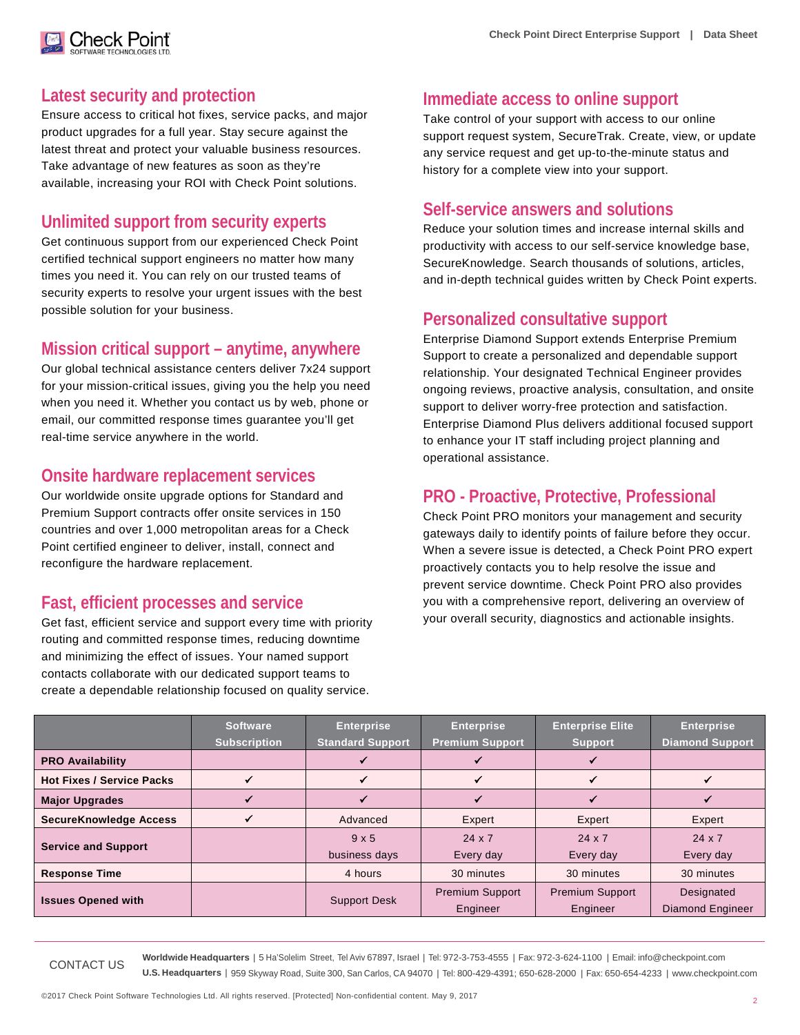## Latest security and protection

Ensure access to critical hot fixes, service packs, and major product upgrades for a full year. Stay secure against the latest threat and protect your valuable business resources. Take advantage of new features as soon as they're available, increasing your ROI with Check Point solutions.

## Unlimited support from security experts

Get continuous support from our experienced Check Point certified technical support engineers no matter how many times you need it. You can rely on our trusted teams of security experts to resolve your urgent issues with the best possible solution for your business.

## Mission critical support – anytime, anywhere

Our global technical assistance centers deliver 7x24 support for your mission-critical issues, giving you the help you need when you need it. Whether you contact us by web, phone or email, our committed response times guarantee you'll get real-time service anywhere in the world.

## Onsite hardware replacement services

Our worldwide onsite upgrade options for Standard and Premium Support contracts offer onsite services in 150 countries and over 1,000 metropolitan areas for a Check Point certified engineer to deliver, install, connect and reconfigure the hardware replacement.

## Fast, efficient processes and service

Get fast, efficient service and support every time with priority routing and committed response times, reducing downtime and minimizing the effect of issues. Your named support contacts collaborate with our dedicated support teams to create a dependable relationship focused on quality service.

## Immediate access to online support

Take control of your support with access to our online support request system, SecureTrak. Create, view, or update any service request and get up-to-the-minute status and history for a complete view into your support.

## Self-service answers and solutions

Reduce your solution times and increase internal skills and productivity with access to our self-service knowledge base, SecureKnowledge. Search thousands of solutions, articles, and in-depth technical guides written by Check Point experts.

## Personalized consultative support

Enterprise Diamond Support extends Enterprise Premium Support to create a personalized and dependable support relationship. Your designated Technical Engineer provides ongoing reviews, proactive analysis, consultation, and onsite support to deliver worry-free protection and satisfaction. Enterprise Diamond Plus delivers additional focused support to enhance your IT staff including project planning and operational assistance.

## PRO - Proactive, Protective, Professional

Check Point PRO monitors your management and security gateways daily to identify points of failure before they occur. When a severe issue is detected, a Check Point PRO expert proactively contacts you to help resolve the issue and prevent service downtime. Check Point PRO also provides you with a comprehensive report, delivering an overview of your overall security, diagnostics and actionable insights.

| | Software Subscription | Enterprise Standard Support | Enterprise Premium Support | Enterprise Elite Support | Enterprise Diamond Support |
|---|---|---|---|---|---|
| **PRO Availability** | | ✔ | ✔ | ✔ | |
| **Hot Fixes / Service Packs** | ✔ | ✔ | ✔ | ✔ | ✔ |
| **Major Upgrades** | ✔ | ✔ | ✔ | ✔ | ✔ |
| **SecureKnowledge Access** | ✔ | Advanced | Expert | Expert | Expert |
| **Service and Support** | | 9 x 5 business days | 24 x 7 Every day | 24 x 7 Every day | 24 x 7 Every day |
| **Response Time** | | 4 hours | 30 minutes | 30 minutes | 30 minutes |
| **Issues Opened with** | | Support Desk | Premium Support Engineer | Premium Support Engineer | Designated Diamond Engineer |

CONTACT US

**Worldwide Headquarters** | 5 Ha'Solelim Street, Tel Aviv 67897, Israel | Tel: 972-3-753-4555 | Fax: 972-3-624-1100 | Email: info@checkpoint.com

**U.S. Headquarters** | 959 Skyway Road, Suite 300, San Carlos, CA 94070 | Tel: 800-429-4391; 650-628-2000 | Fax: 650-654-4233 | www.checkpoint.com

©2017 Check Point Software Technologies Ltd. All rights reserved. [Protected] Non-confidential content. May 9, 2017